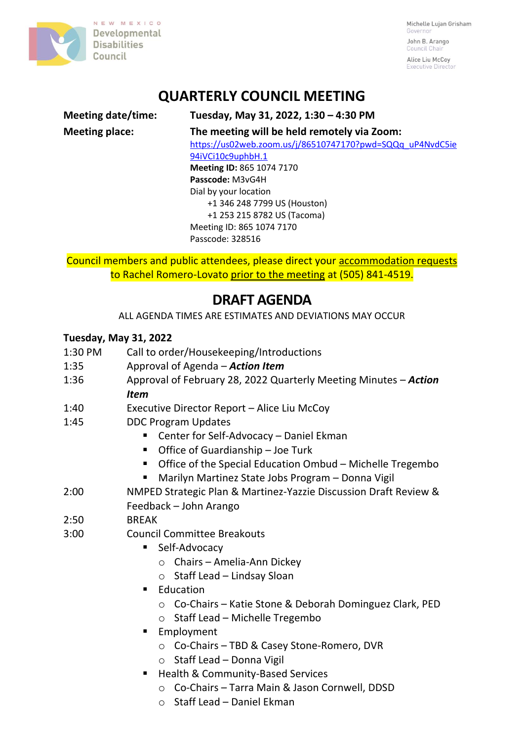NEW MEXICO
Developmental
Disabilities
Council

Michelle Lujan Grisham
Governor

John B. Arango
Council Chair

Alice Liu McCoy
Executive Director

# QUARTERLY COUNCIL MEETING

**Meeting date/time:** **Tuesday, May 31, 2022, 1:30 – 4:30 PM**

**Meeting place:** **The meeting will be held remotely via Zoom:**
https://us02web.zoom.us/j/86510747170?pwd=SQQq_uP4NvdC5ie94iVCi10c9uphbH.1
**Meeting ID:** 865 1074 7170
**Passcode:** M3vG4H
Dial by your location
+1 346 248 7799 US (Houston)
+1 253 215 8782 US (Tacoma)
Meeting ID: 865 1074 7170
Passcode: 328516

Council members and public attendees, please direct your accommodation requests to Rachel Romero-Lovato prior to the meeting at (505) 841-4519.

# DRAFT AGENDA

ALL AGENDA TIMES ARE ESTIMATES AND DEVIATIONS MAY OCCUR

**Tuesday, May 31, 2022**

1:30 PM Call to order/Housekeeping/Introductions

1:35 Approval of Agenda – ***Action Item***

1:36 Approval of February 28, 2022 Quarterly Meeting Minutes – ***Action Item***

1:40 Executive Director Report – Alice Liu McCoy

1:45 DDC Program Updates
- Center for Self-Advocacy – Daniel Ekman
- Office of Guardianship – Joe Turk
- Office of the Special Education Ombud – Michelle Tregembo
- Marilyn Martinez State Jobs Program – Donna Vigil

2:00 NMPED Strategic Plan & Martinez-Yazzie Discussion Draft Review & Feedback – John Arango

2:50 BREAK

3:00 Council Committee Breakouts
- Self-Advocacy
  - Chairs – Amelia-Ann Dickey
  - Staff Lead – Lindsay Sloan
- Education
  - Co-Chairs – Katie Stone & Deborah Dominguez Clark, PED
  - Staff Lead – Michelle Tregembo
- Employment
  - Co-Chairs – TBD & Casey Stone-Romero, DVR
  - Staff Lead – Donna Vigil
- Health & Community-Based Services
  - Co-Chairs – Tarra Main & Jason Cornwell, DDSD
  - Staff Lead – Daniel Ekman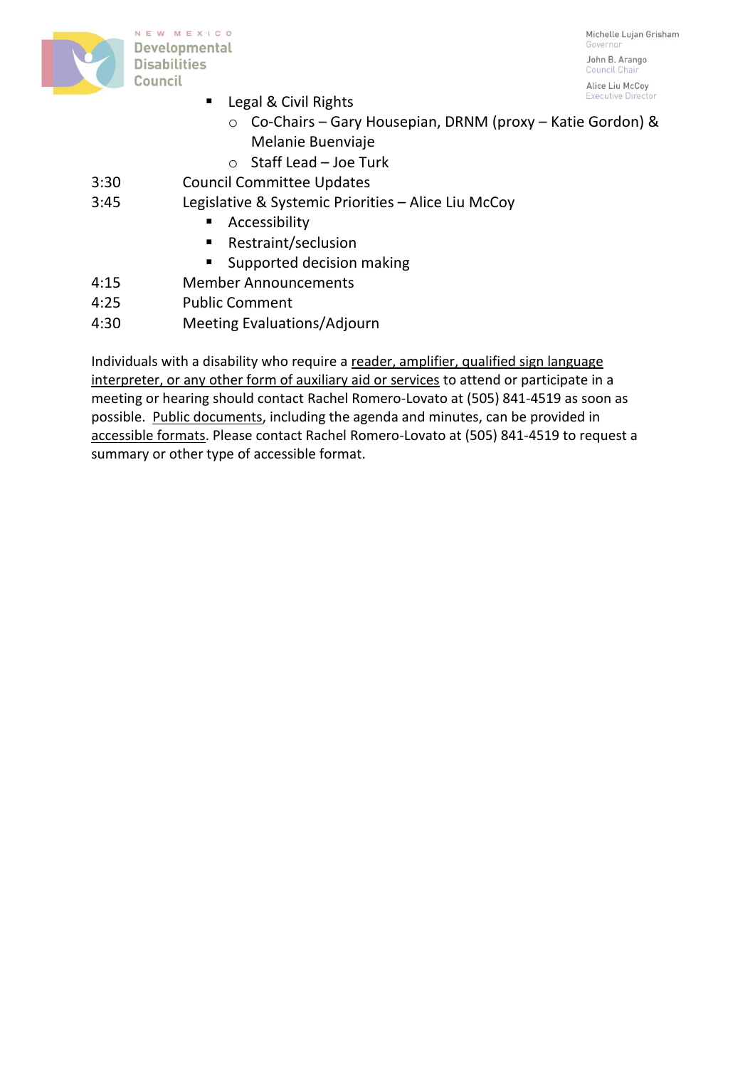- Legal & Civil Rights
  - Co-Chairs – Gary Housepian, DRNM (proxy – Katie Gordon) & Melanie Buenviaje
  - Staff Lead – Joe Turk

3:30 Council Committee Updates

3:45 Legislative & Systemic Priorities – Alice Liu McCoy

- Accessibility
- Restraint/seclusion
- Supported decision making

4:15 Member Announcements

4:25 Public Comment

4:30 Meeting Evaluations/Adjourn

Individuals with a disability who require a reader, amplifier, qualified sign language interpreter, or any other form of auxiliary aid or services to attend or participate in a meeting or hearing should contact Rachel Romero-Lovato at (505) 841-4519 as soon as possible. Public documents, including the agenda and minutes, can be provided in accessible formats. Please contact Rachel Romero-Lovato at (505) 841-4519 to request a summary or other type of accessible format.